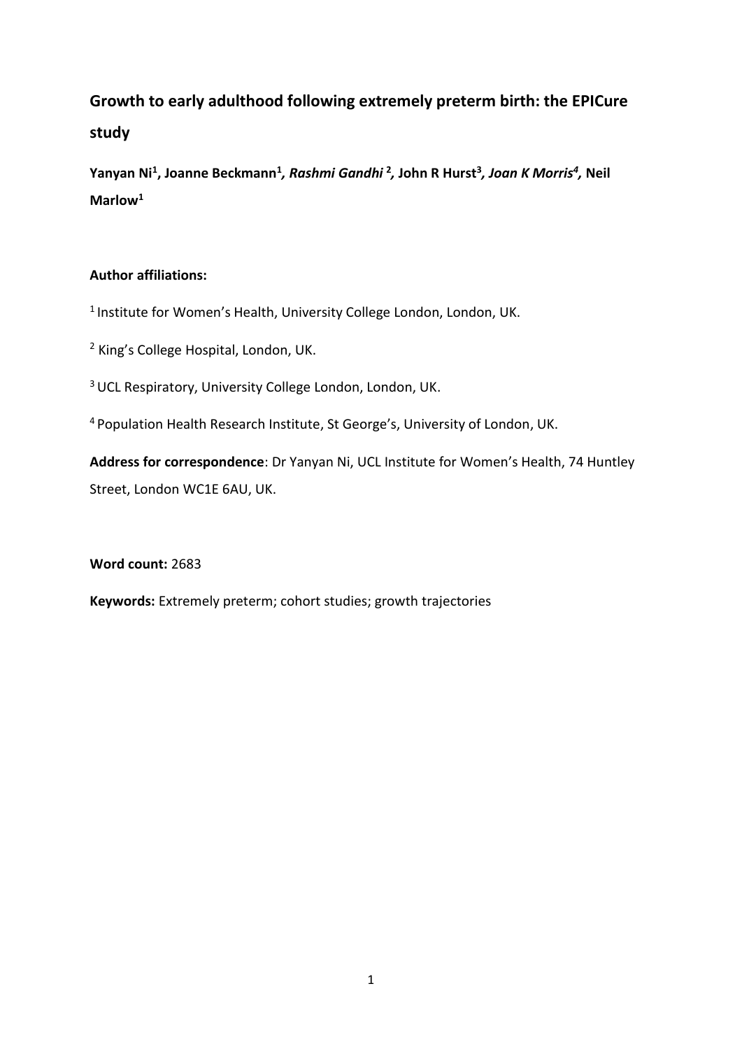# Growth to early adulthood following extremely preterm birth: the EPICure study

**Yanyan Ni[1], Joanne Beckmann[1], *Rashmi Gandhi* [2], John R Hurst[3], *Joan K Morris[4]*, Neil Marlow[1]**

**Author affiliations:**

[1] Institute for Women's Health, University College London, London, UK.

[2] King's College Hospital, London, UK.

[3] UCL Respiratory, University College London, London, UK.

[4] Population Health Research Institute, St George's, University of London, UK.

**Address for correspondence**: Dr Yanyan Ni, UCL Institute for Women's Health, 74 Huntley Street, London WC1E 6AU, UK.

**Word count:** 2683

**Keywords:** Extremely preterm; cohort studies; growth trajectories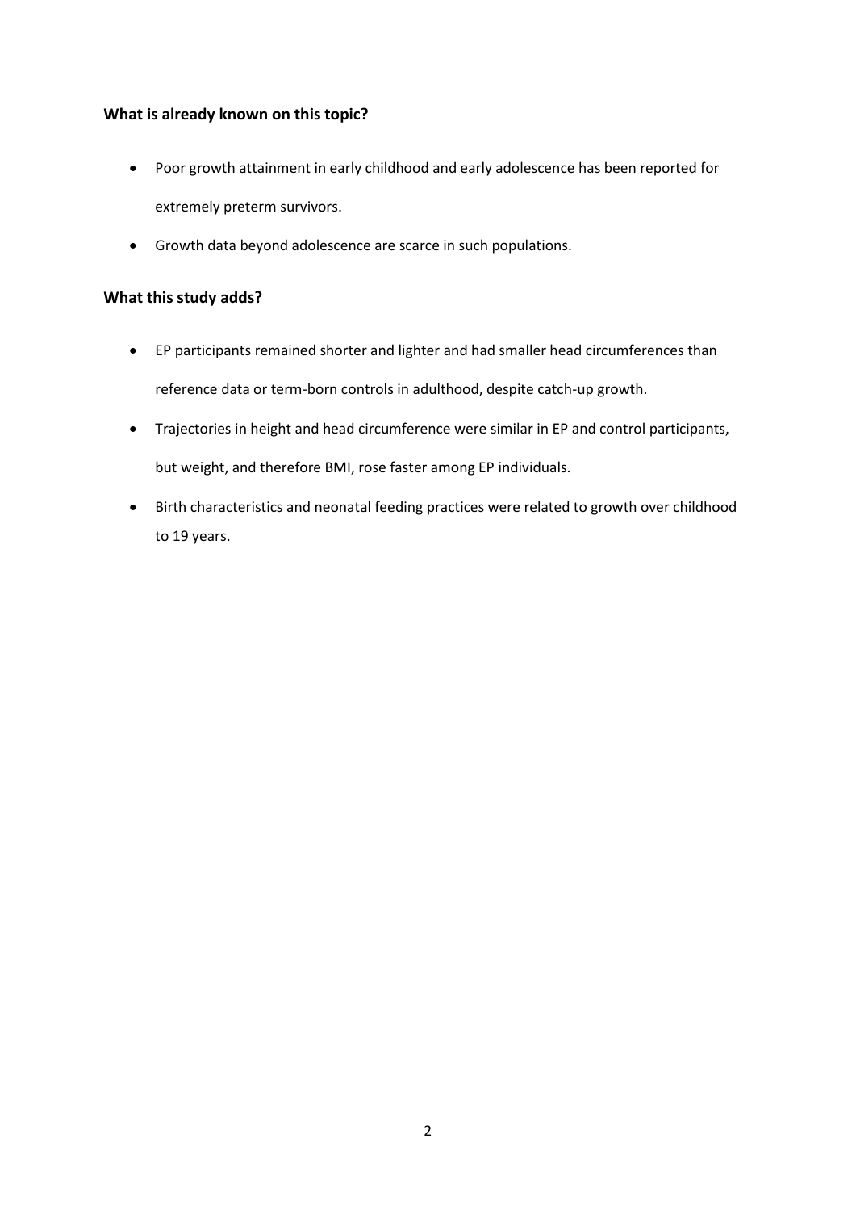**What is already known on this topic?**

- Poor growth attainment in early childhood and early adolescence has been reported for extremely preterm survivors.
- Growth data beyond adolescence are scarce in such populations.

**What this study adds?**

- EP participants remained shorter and lighter and had smaller head circumferences than reference data or term-born controls in adulthood, despite catch-up growth.
- Trajectories in height and head circumference were similar in EP and control participants, but weight, and therefore BMI, rose faster among EP individuals.
- Birth characteristics and neonatal feeding practices were related to growth over childhood to 19 years.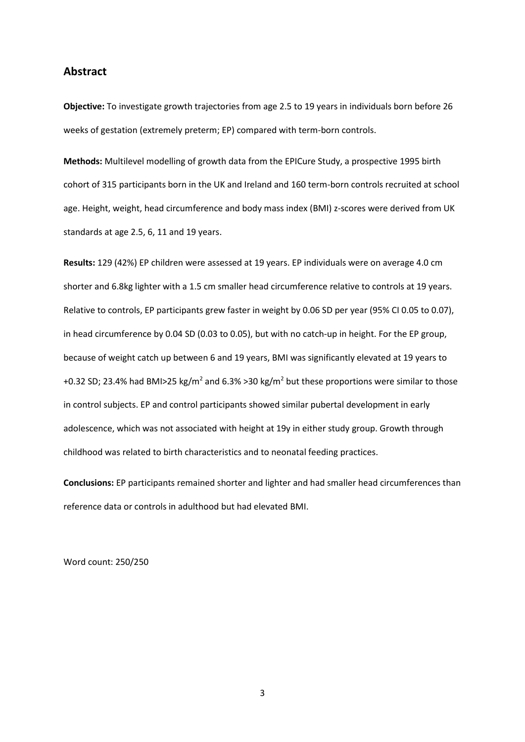## Abstract

**Objective:** To investigate growth trajectories from age 2.5 to 19 years in individuals born before 26 weeks of gestation (extremely preterm; EP) compared with term-born controls.

**Methods:** Multilevel modelling of growth data from the EPICure Study, a prospective 1995 birth cohort of 315 participants born in the UK and Ireland and 160 term-born controls recruited at school age. Height, weight, head circumference and body mass index (BMI) z-scores were derived from UK standards at age 2.5, 6, 11 and 19 years.

**Results:** 129 (42%) EP children were assessed at 19 years. EP individuals were on average 4.0 cm shorter and 6.8kg lighter with a 1.5 cm smaller head circumference relative to controls at 19 years. Relative to controls, EP participants grew faster in weight by 0.06 SD per year (95% CI 0.05 to 0.07), in head circumference by 0.04 SD (0.03 to 0.05), but with no catch-up in height. For the EP group, because of weight catch up between 6 and 19 years, BMI was significantly elevated at 19 years to +0.32 SD; 23.4% had BMI>25 kg/$m^2$ and 6.3% >30 kg/$m^2$ but these proportions were similar to those in control subjects. EP and control participants showed similar pubertal development in early adolescence, which was not associated with height at 19y in either study group. Growth through childhood was related to birth characteristics and to neonatal feeding practices.

**Conclusions:** EP participants remained shorter and lighter and had smaller head circumferences than reference data or controls in adulthood but had elevated BMI.

Word count: 250/250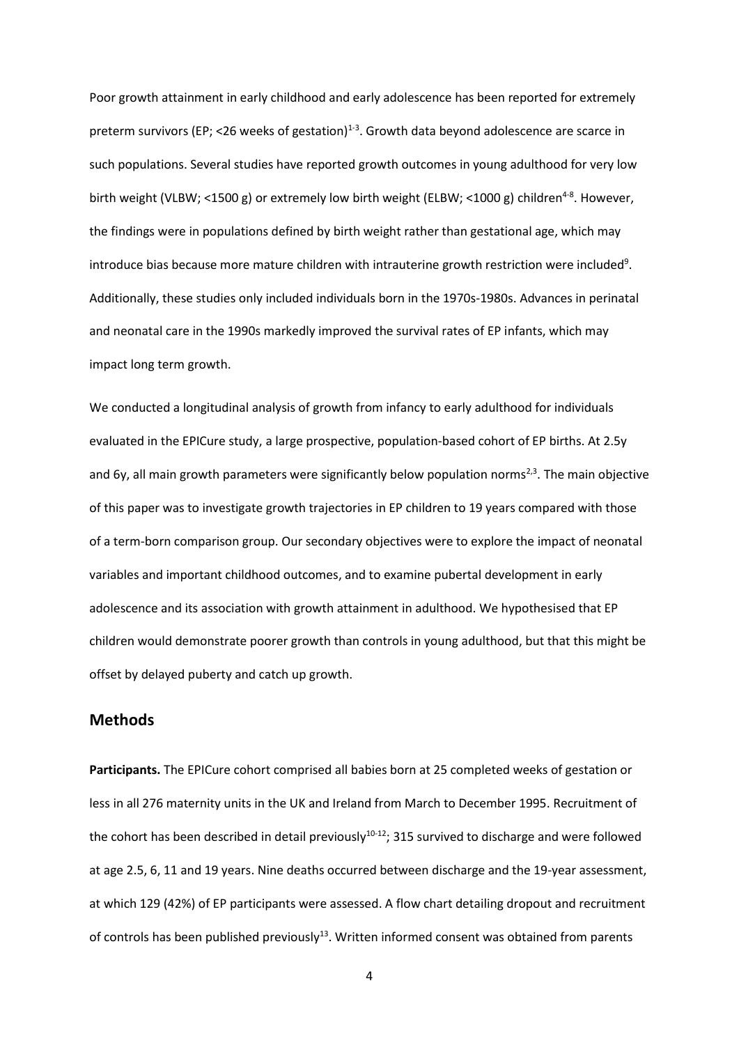Poor growth attainment in early childhood and early adolescence has been reported for extremely preterm survivors (EP; <26 weeks of gestation)[1-3]. Growth data beyond adolescence are scarce in such populations. Several studies have reported growth outcomes in young adulthood for very low birth weight (VLBW; <1500 g) or extremely low birth weight (ELBW; <1000 g) children[4-8]. However, the findings were in populations defined by birth weight rather than gestational age, which may introduce bias because more mature children with intrauterine growth restriction were included[9]. Additionally, these studies only included individuals born in the 1970s-1980s. Advances in perinatal and neonatal care in the 1990s markedly improved the survival rates of EP infants, which may impact long term growth.

We conducted a longitudinal analysis of growth from infancy to early adulthood for individuals evaluated in the EPICure study, a large prospective, population-based cohort of EP births. At 2.5y and 6y, all main growth parameters were significantly below population norms[2,3]. The main objective of this paper was to investigate growth trajectories in EP children to 19 years compared with those of a term-born comparison group. Our secondary objectives were to explore the impact of neonatal variables and important childhood outcomes, and to examine pubertal development in early adolescence and its association with growth attainment in adulthood. We hypothesised that EP children would demonstrate poorer growth than controls in young adulthood, but that this might be offset by delayed puberty and catch up growth.

## Methods

**Participants.** The EPICure cohort comprised all babies born at 25 completed weeks of gestation or less in all 276 maternity units in the UK and Ireland from March to December 1995. Recruitment of the cohort has been described in detail previously[10-12]; 315 survived to discharge and were followed at age 2.5, 6, 11 and 19 years. Nine deaths occurred between discharge and the 19-year assessment, at which 129 (42%) of EP participants were assessed. A flow chart detailing dropout and recruitment of controls has been published previously[13]. Written informed consent was obtained from parents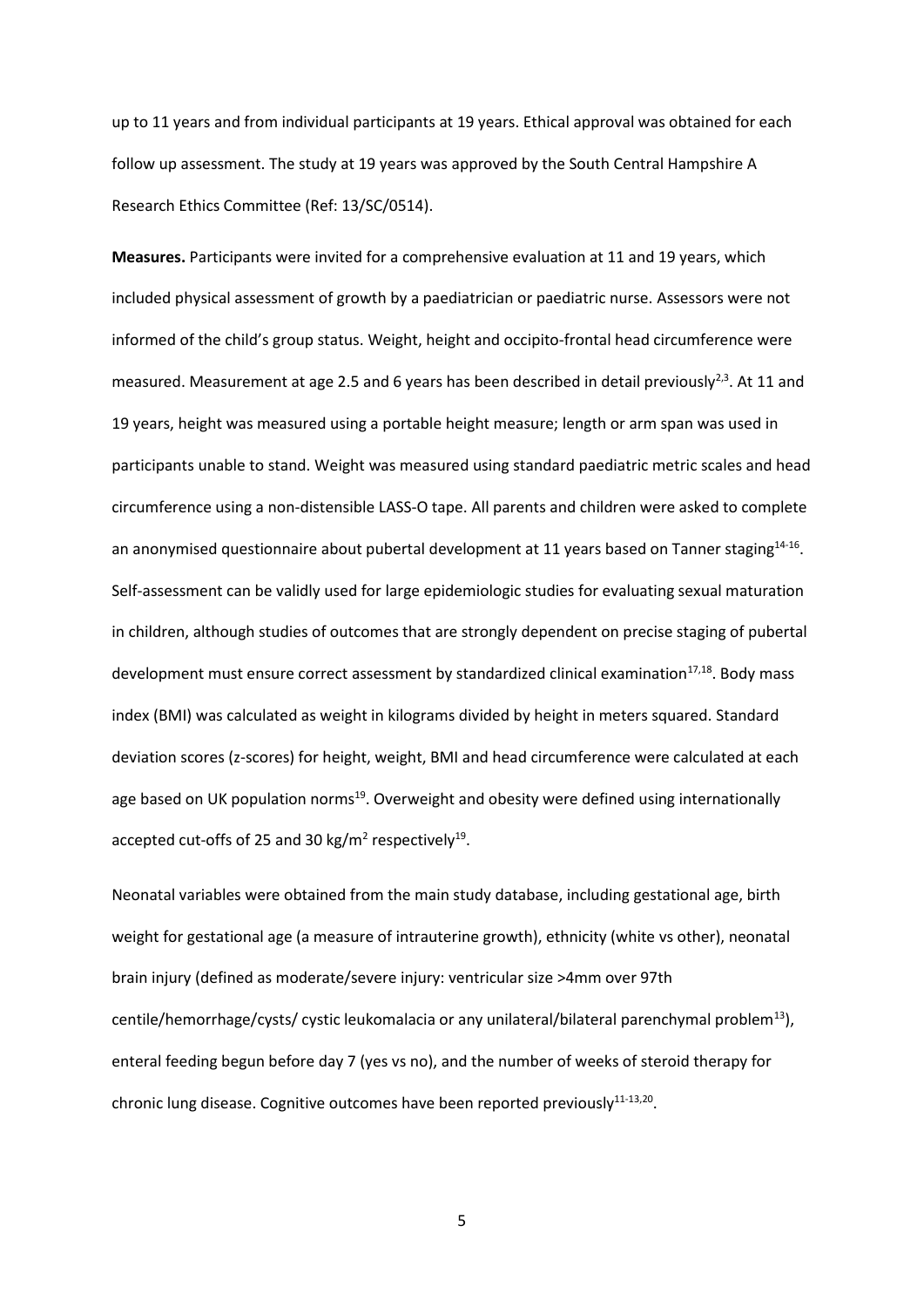up to 11 years and from individual participants at 19 years. Ethical approval was obtained for each follow up assessment. The study at 19 years was approved by the South Central Hampshire A Research Ethics Committee (Ref: 13/SC/0514).

**Measures.** Participants were invited for a comprehensive evaluation at 11 and 19 years, which included physical assessment of growth by a paediatrician or paediatric nurse. Assessors were not informed of the child's group status. Weight, height and occipito-frontal head circumference were measured. Measurement at age 2.5 and 6 years has been described in detail previously[2,3]. At 11 and 19 years, height was measured using a portable height measure; length or arm span was used in participants unable to stand. Weight was measured using standard paediatric metric scales and head circumference using a non-distensible LASS-O tape. All parents and children were asked to complete an anonymised questionnaire about pubertal development at 11 years based on Tanner staging[14-16]. Self-assessment can be validly used for large epidemiologic studies for evaluating sexual maturation in children, although studies of outcomes that are strongly dependent on precise staging of pubertal development must ensure correct assessment by standardized clinical examination[17,18]. Body mass index (BMI) was calculated as weight in kilograms divided by height in meters squared. Standard deviation scores (z-scores) for height, weight, BMI and head circumference were calculated at each age based on UK population norms[19]. Overweight and obesity were defined using internationally accepted cut-offs of 25 and 30 kg/m$^2$ respectively[19].

Neonatal variables were obtained from the main study database, including gestational age, birth weight for gestational age (a measure of intrauterine growth), ethnicity (white vs other), neonatal brain injury (defined as moderate/severe injury: ventricular size >4mm over 97th centile/hemorrhage/cysts/ cystic leukomalacia or any unilateral/bilateral parenchymal problem[13]), enteral feeding begun before day 7 (yes vs no), and the number of weeks of steroid therapy for chronic lung disease. Cognitive outcomes have been reported previously[11-13,20].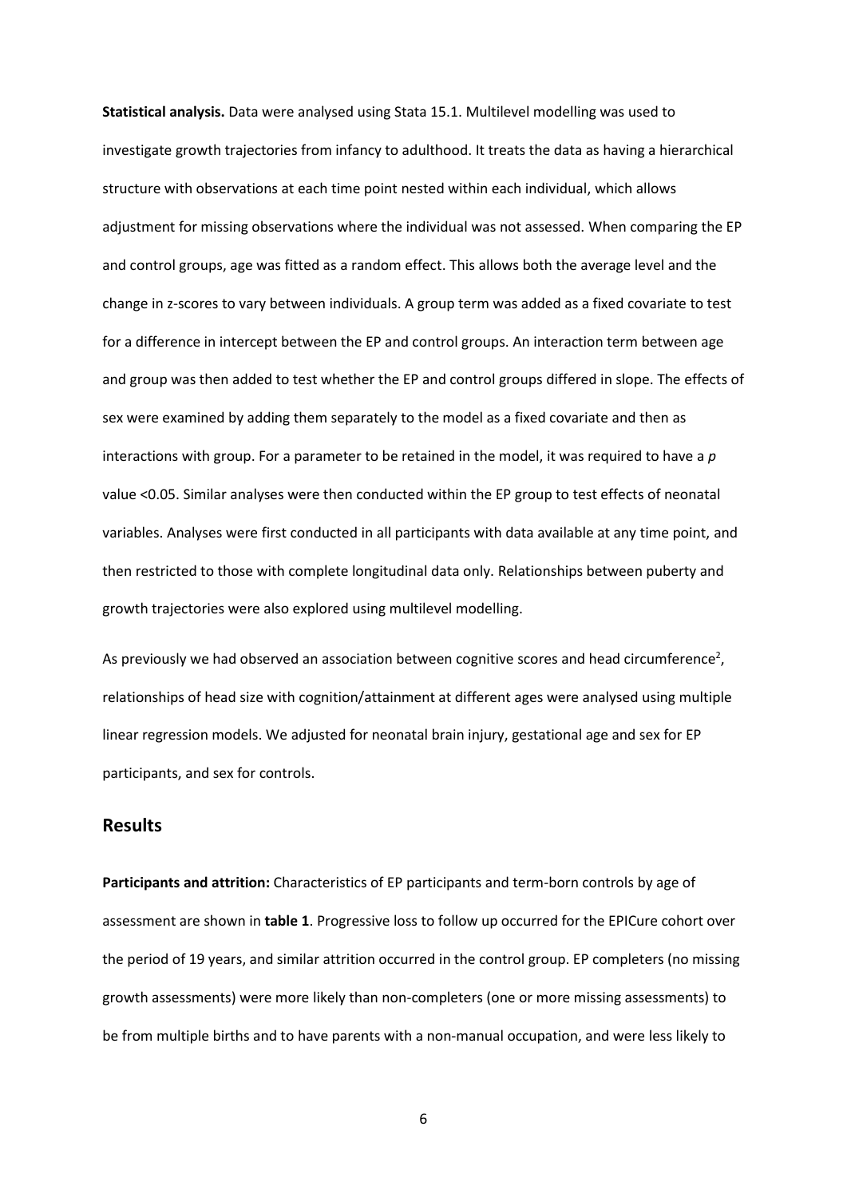**Statistical analysis.** Data were analysed using Stata 15.1. Multilevel modelling was used to investigate growth trajectories from infancy to adulthood. It treats the data as having a hierarchical structure with observations at each time point nested within each individual, which allows adjustment for missing observations where the individual was not assessed. When comparing the EP and control groups, age was fitted as a random effect. This allows both the average level and the change in z-scores to vary between individuals. A group term was added as a fixed covariate to test for a difference in intercept between the EP and control groups. An interaction term between age and group was then added to test whether the EP and control groups differed in slope. The effects of sex were examined by adding them separately to the model as a fixed covariate and then as interactions with group. For a parameter to be retained in the model, it was required to have a $p$ value <0.05. Similar analyses were then conducted within the EP group to test effects of neonatal variables. Analyses were first conducted in all participants with data available at any time point, and then restricted to those with complete longitudinal data only. Relationships between puberty and growth trajectories were also explored using multilevel modelling.

As previously we had observed an association between cognitive scores and head circumference[2], relationships of head size with cognition/attainment at different ages were analysed using multiple linear regression models. We adjusted for neonatal brain injury, gestational age and sex for EP participants, and sex for controls.

## Results

**Participants and attrition:** Characteristics of EP participants and term-born controls by age of assessment are shown in **table 1**. Progressive loss to follow up occurred for the EPICure cohort over the period of 19 years, and similar attrition occurred in the control group. EP completers (no missing growth assessments) were more likely than non-completers (one or more missing assessments) to be from multiple births and to have parents with a non-manual occupation, and were less likely to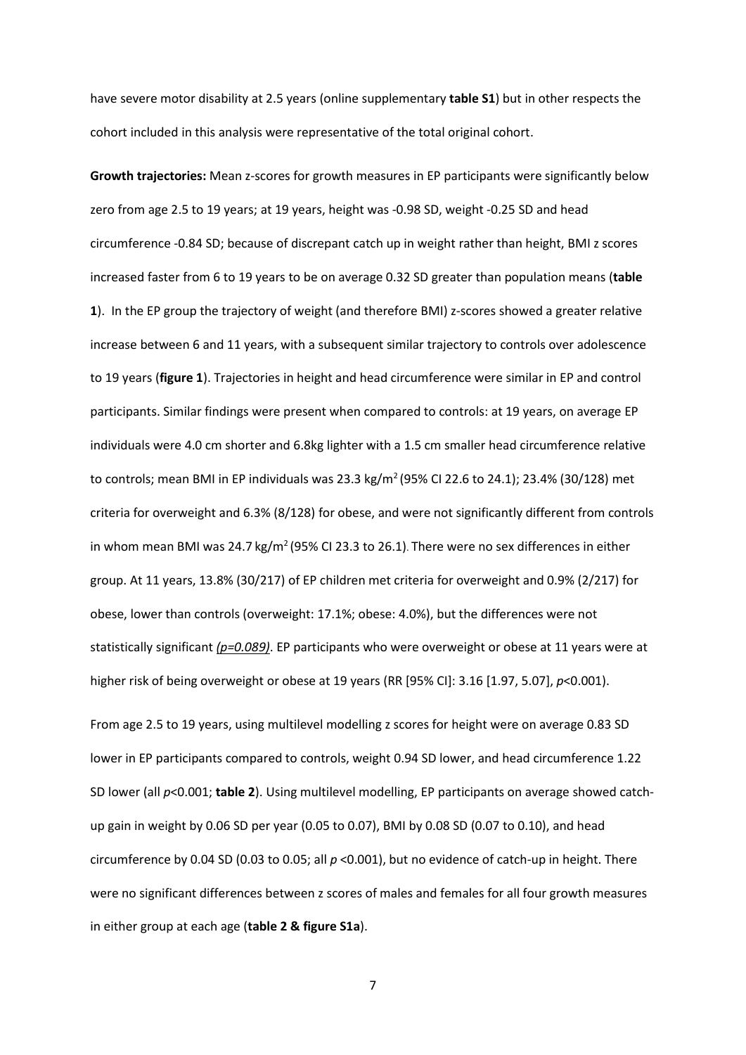have severe motor disability at 2.5 years (online supplementary **table S1**) but in other respects the cohort included in this analysis were representative of the total original cohort.

**Growth trajectories:** Mean z-scores for growth measures in EP participants were significantly below zero from age 2.5 to 19 years; at 19 years, height was -0.98 SD, weight -0.25 SD and head circumference -0.84 SD; because of discrepant catch up in weight rather than height, BMI z scores increased faster from 6 to 19 years to be on average 0.32 SD greater than population means (**table 1**). In the EP group the trajectory of weight (and therefore BMI) z-scores showed a greater relative increase between 6 and 11 years, with a subsequent similar trajectory to controls over adolescence to 19 years (**figure 1**). Trajectories in height and head circumference were similar in EP and control participants. Similar findings were present when compared to controls: at 19 years, on average EP individuals were 4.0 cm shorter and 6.8kg lighter with a 1.5 cm smaller head circumference relative to controls; mean BMI in EP individuals was 23.3 kg/m$^2$ (95% CI 22.6 to 24.1); 23.4% (30/128) met criteria for overweight and 6.3% (8/128) for obese, and were not significantly different from controls in whom mean BMI was 24.7 kg/m$^2$ (95% CI 23.3 to 26.1). There were no sex differences in either group. At 11 years, 13.8% (30/217) of EP children met criteria for overweight and 0.9% (2/217) for obese, lower than controls (overweight: 17.1%; obese: 4.0%), but the differences were not statistically significant *(p=0.089)*. EP participants who were overweight or obese at 11 years were at higher risk of being overweight or obese at 19 years (RR [95% CI]: 3.16 [1.97, 5.07], $p<0.001$).

From age 2.5 to 19 years, using multilevel modelling z scores for height were on average 0.83 SD lower in EP participants compared to controls, weight 0.94 SD lower, and head circumference 1.22 SD lower (all $p<0.001$; **table 2**). Using multilevel modelling, EP participants on average showed catch-up gain in weight by 0.06 SD per year (0.05 to 0.07), BMI by 0.08 SD (0.07 to 0.10), and head circumference by 0.04 SD (0.03 to 0.05; all $p<0.001$), but no evidence of catch-up in height. There were no significant differences between z scores of males and females for all four growth measures in either group at each age (**table 2 & figure S1a**).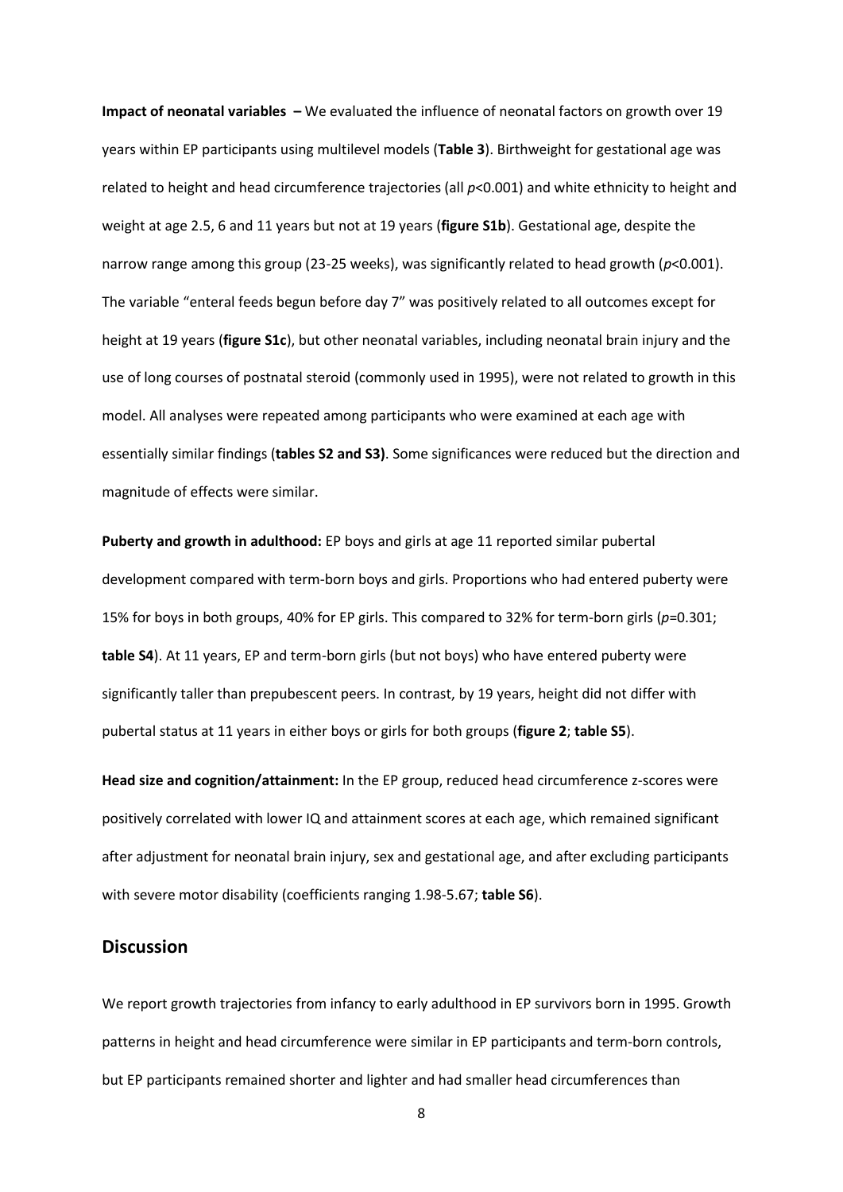**Impact of neonatal variables –** We evaluated the influence of neonatal factors on growth over 19 years within EP participants using multilevel models (**Table 3**). Birthweight for gestational age was related to height and head circumference trajectories (all $p<0.001$) and white ethnicity to height and weight at age 2.5, 6 and 11 years but not at 19 years (**figure S1b**). Gestational age, despite the narrow range among this group (23-25 weeks), was significantly related to head growth ($p<0.001$). The variable "enteral feeds begun before day 7" was positively related to all outcomes except for height at 19 years (**figure S1c**), but other neonatal variables, including neonatal brain injury and the use of long courses of postnatal steroid (commonly used in 1995), were not related to growth in this model. All analyses were repeated among participants who were examined at each age with essentially similar findings (**tables S2 and S3)**. Some significances were reduced but the direction and magnitude of effects were similar.

**Puberty and growth in adulthood:** EP boys and girls at age 11 reported similar pubertal development compared with term-born boys and girls. Proportions who had entered puberty were 15% for boys in both groups, 40% for EP girls. This compared to 32% for term-born girls ($p=0.301$; **table S4**). At 11 years, EP and term-born girls (but not boys) who have entered puberty were significantly taller than prepubescent peers. In contrast, by 19 years, height did not differ with pubertal status at 11 years in either boys or girls for both groups (**figure 2**; **table S5**).

**Head size and cognition/attainment:** In the EP group, reduced head circumference z-scores were positively correlated with lower IQ and attainment scores at each age, which remained significant after adjustment for neonatal brain injury, sex and gestational age, and after excluding participants with severe motor disability (coefficients ranging 1.98-5.67; **table S6**).

## Discussion

We report growth trajectories from infancy to early adulthood in EP survivors born in 1995. Growth patterns in height and head circumference were similar in EP participants and term-born controls, but EP participants remained shorter and lighter and had smaller head circumferences than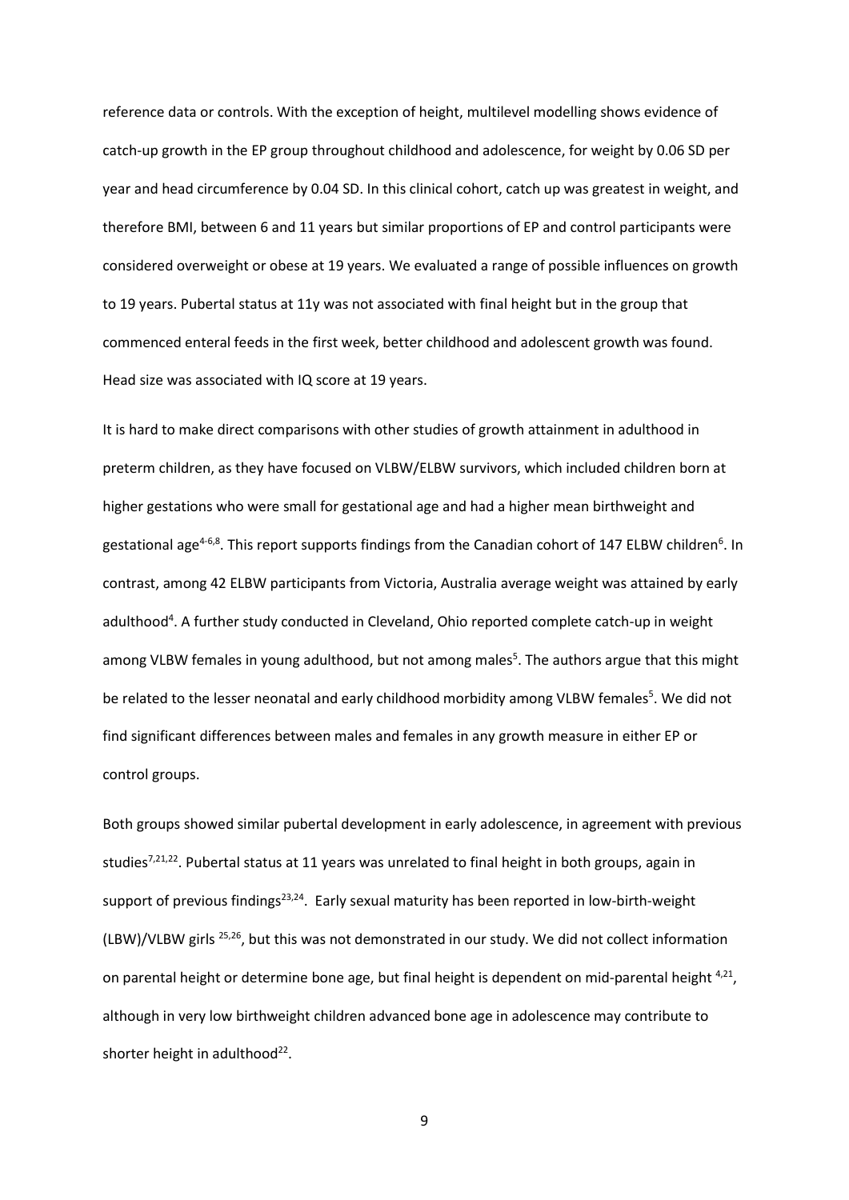reference data or controls. With the exception of height, multilevel modelling shows evidence of catch-up growth in the EP group throughout childhood and adolescence, for weight by 0.06 SD per year and head circumference by 0.04 SD. In this clinical cohort, catch up was greatest in weight, and therefore BMI, between 6 and 11 years but similar proportions of EP and control participants were considered overweight or obese at 19 years. We evaluated a range of possible influences on growth to 19 years. Pubertal status at 11y was not associated with final height but in the group that commenced enteral feeds in the first week, better childhood and adolescent growth was found. Head size was associated with IQ score at 19 years.

It is hard to make direct comparisons with other studies of growth attainment in adulthood in preterm children, as they have focused on VLBW/ELBW survivors, which included children born at higher gestations who were small for gestational age and had a higher mean birthweight and gestational age[4-6,8]. This report supports findings from the Canadian cohort of 147 ELBW children[6]. In contrast, among 42 ELBW participants from Victoria, Australia average weight was attained by early adulthood[4]. A further study conducted in Cleveland, Ohio reported complete catch-up in weight among VLBW females in young adulthood, but not among males[5]. The authors argue that this might be related to the lesser neonatal and early childhood morbidity among VLBW females[5]. We did not find significant differences between males and females in any growth measure in either EP or control groups.

Both groups showed similar pubertal development in early adolescence, in agreement with previous studies[7,21,22]. Pubertal status at 11 years was unrelated to final height in both groups, again in support of previous findings[23,24]. Early sexual maturity has been reported in low-birth-weight (LBW)/VLBW girls [25,26], but this was not demonstrated in our study. We did not collect information on parental height or determine bone age, but final height is dependent on mid-parental height [4,21], although in very low birthweight children advanced bone age in adolescence may contribute to shorter height in adulthood[22].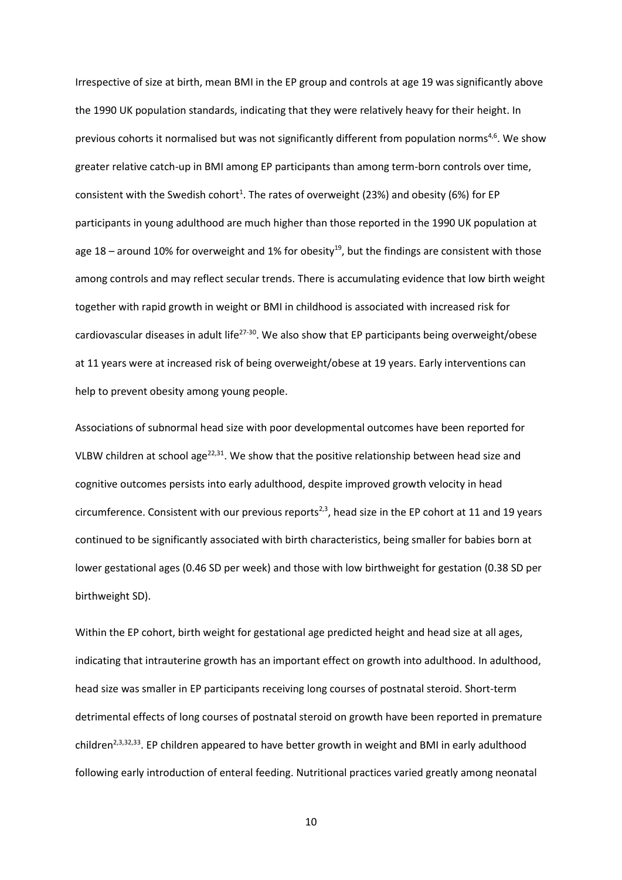Irrespective of size at birth, mean BMI in the EP group and controls at age 19 was significantly above the 1990 UK population standards, indicating that they were relatively heavy for their height. In previous cohorts it normalised but was not significantly different from population norms[4,6]. We show greater relative catch-up in BMI among EP participants than among term-born controls over time, consistent with the Swedish cohort[1]. The rates of overweight (23%) and obesity (6%) for EP participants in young adulthood are much higher than those reported in the 1990 UK population at age 18 – around 10% for overweight and 1% for obesity[19], but the findings are consistent with those among controls and may reflect secular trends. There is accumulating evidence that low birth weight together with rapid growth in weight or BMI in childhood is associated with increased risk for cardiovascular diseases in adult life[27-30]. We also show that EP participants being overweight/obese at 11 years were at increased risk of being overweight/obese at 19 years. Early interventions can help to prevent obesity among young people.

Associations of subnormal head size with poor developmental outcomes have been reported for VLBW children at school age[22,31]. We show that the positive relationship between head size and cognitive outcomes persists into early adulthood, despite improved growth velocity in head circumference. Consistent with our previous reports[2,3], head size in the EP cohort at 11 and 19 years continued to be significantly associated with birth characteristics, being smaller for babies born at lower gestational ages (0.46 SD per week) and those with low birthweight for gestation (0.38 SD per birthweight SD).

Within the EP cohort, birth weight for gestational age predicted height and head size at all ages, indicating that intrauterine growth has an important effect on growth into adulthood. In adulthood, head size was smaller in EP participants receiving long courses of postnatal steroid. Short-term detrimental effects of long courses of postnatal steroid on growth have been reported in premature children[2,3,32,33]. EP children appeared to have better growth in weight and BMI in early adulthood following early introduction of enteral feeding. Nutritional practices varied greatly among neonatal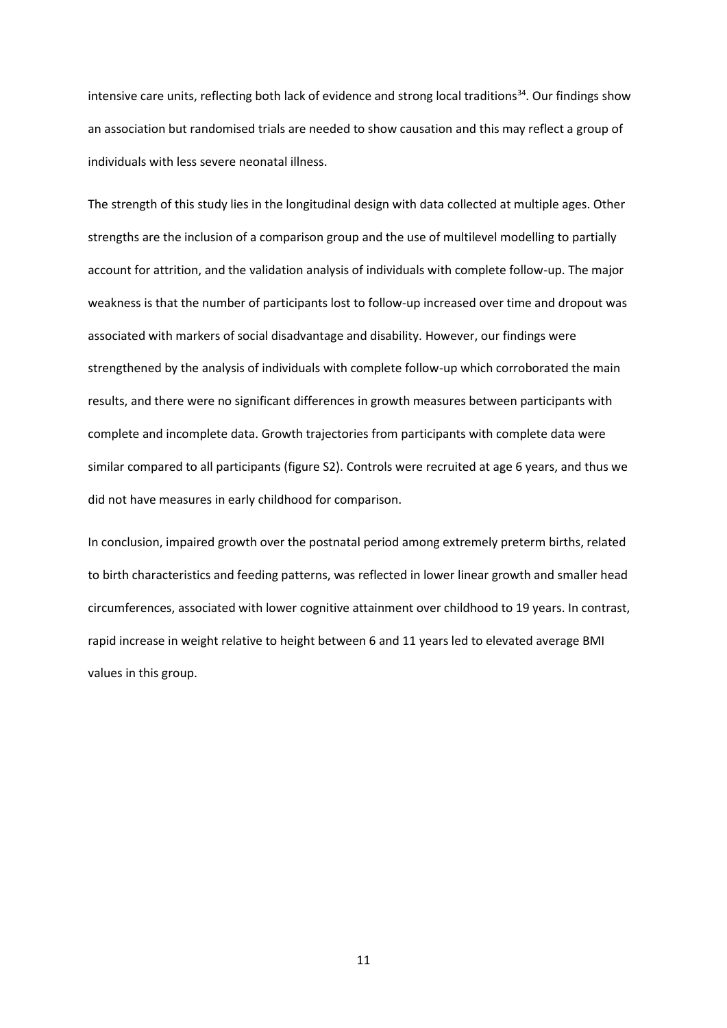intensive care units, reflecting both lack of evidence and strong local traditions[34]. Our findings show an association but randomised trials are needed to show causation and this may reflect a group of individuals with less severe neonatal illness.

The strength of this study lies in the longitudinal design with data collected at multiple ages. Other strengths are the inclusion of a comparison group and the use of multilevel modelling to partially account for attrition, and the validation analysis of individuals with complete follow-up. The major weakness is that the number of participants lost to follow-up increased over time and dropout was associated with markers of social disadvantage and disability. However, our findings were strengthened by the analysis of individuals with complete follow-up which corroborated the main results, and there were no significant differences in growth measures between participants with complete and incomplete data. Growth trajectories from participants with complete data were similar compared to all participants (figure S2). Controls were recruited at age 6 years, and thus we did not have measures in early childhood for comparison.

In conclusion, impaired growth over the postnatal period among extremely preterm births, related to birth characteristics and feeding patterns, was reflected in lower linear growth and smaller head circumferences, associated with lower cognitive attainment over childhood to 19 years. In contrast, rapid increase in weight relative to height between 6 and 11 years led to elevated average BMI values in this group.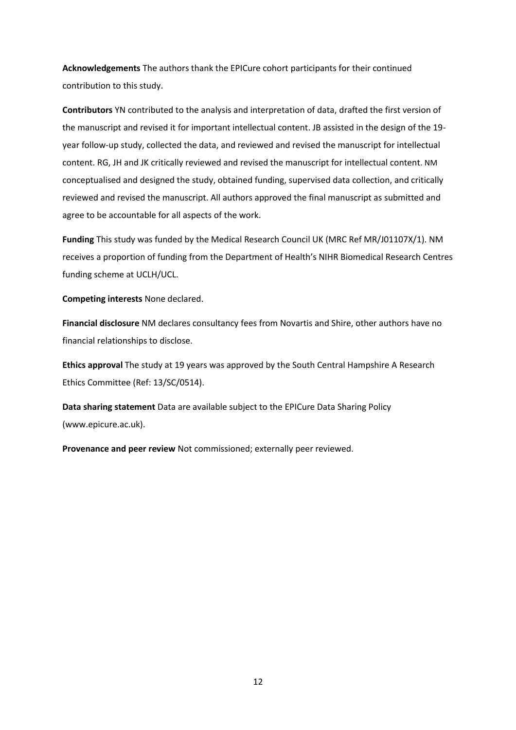**Acknowledgements** The authors thank the EPICure cohort participants for their continued contribution to this study.

**Contributors** YN contributed to the analysis and interpretation of data, drafted the first version of the manuscript and revised it for important intellectual content. JB assisted in the design of the 19-year follow-up study, collected the data, and reviewed and revised the manuscript for intellectual content. RG, JH and JK critically reviewed and revised the manuscript for intellectual content. NM conceptualised and designed the study, obtained funding, supervised data collection, and critically reviewed and revised the manuscript. All authors approved the final manuscript as submitted and agree to be accountable for all aspects of the work.

**Funding** This study was funded by the Medical Research Council UK (MRC Ref MR/J01107X/1). NM receives a proportion of funding from the Department of Health's NIHR Biomedical Research Centres funding scheme at UCLH/UCL.

**Competing interests** None declared.

**Financial disclosure** NM declares consultancy fees from Novartis and Shire, other authors have no financial relationships to disclose.

**Ethics approval** The study at 19 years was approved by the South Central Hampshire A Research Ethics Committee (Ref: 13/SC/0514).

**Data sharing statement** Data are available subject to the EPICure Data Sharing Policy (www.epicure.ac.uk).

**Provenance and peer review** Not commissioned; externally peer reviewed.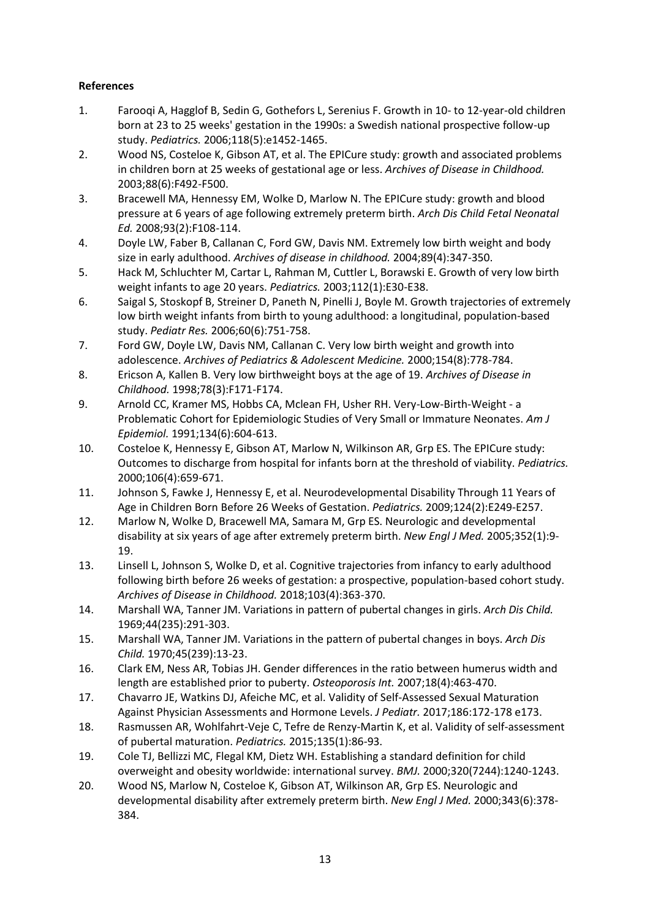**References**

1. Farooqi A, Hagglof B, Sedin G, Gothefors L, Serenius F. Growth in 10- to 12-year-old children born at 23 to 25 weeks' gestation in the 1990s: a Swedish national prospective follow-up study. *Pediatrics.* 2006;118(5):e1452-1465.
2. Wood NS, Costeloe K, Gibson AT, et al. The EPICure study: growth and associated problems in children born at 25 weeks of gestational age or less. *Archives of Disease in Childhood.* 2003;88(6):F492-F500.
3. Bracewell MA, Hennessy EM, Wolke D, Marlow N. The EPICure study: growth and blood pressure at 6 years of age following extremely preterm birth. *Arch Dis Child Fetal Neonatal Ed.* 2008;93(2):F108-114.
4. Doyle LW, Faber B, Callanan C, Ford GW, Davis NM. Extremely low birth weight and body size in early adulthood. *Archives of disease in childhood.* 2004;89(4):347-350.
5. Hack M, Schluchter M, Cartar L, Rahman M, Cuttler L, Borawski E. Growth of very low birth weight infants to age 20 years. *Pediatrics.* 2003;112(1):E30-E38.
6. Saigal S, Stoskopf B, Streiner D, Paneth N, Pinelli J, Boyle M. Growth trajectories of extremely low birth weight infants from birth to young adulthood: a longitudinal, population-based study. *Pediatr Res.* 2006;60(6):751-758.
7. Ford GW, Doyle LW, Davis NM, Callanan C. Very low birth weight and growth into adolescence. *Archives of Pediatrics & Adolescent Medicine.* 2000;154(8):778-784.
8. Ericson A, Kallen B. Very low birthweight boys at the age of 19. *Archives of Disease in Childhood.* 1998;78(3):F171-F174.
9. Arnold CC, Kramer MS, Hobbs CA, Mclean FH, Usher RH. Very-Low-Birth-Weight - a Problematic Cohort for Epidemiologic Studies of Very Small or Immature Neonates. *Am J Epidemiol.* 1991;134(6):604-613.
10. Costeloe K, Hennessy E, Gibson AT, Marlow N, Wilkinson AR, Grp ES. The EPICure study: Outcomes to discharge from hospital for infants born at the threshold of viability. *Pediatrics.* 2000;106(4):659-671.
11. Johnson S, Fawke J, Hennessy E, et al. Neurodevelopmental Disability Through 11 Years of Age in Children Born Before 26 Weeks of Gestation. *Pediatrics.* 2009;124(2):E249-E257.
12. Marlow N, Wolke D, Bracewell MA, Samara M, Grp ES. Neurologic and developmental disability at six years of age after extremely preterm birth. *New Engl J Med.* 2005;352(1):9-19.
13. Linsell L, Johnson S, Wolke D, et al. Cognitive trajectories from infancy to early adulthood following birth before 26 weeks of gestation: a prospective, population-based cohort study. *Archives of Disease in Childhood.* 2018;103(4):363-370.
14. Marshall WA, Tanner JM. Variations in pattern of pubertal changes in girls. *Arch Dis Child.* 1969;44(235):291-303.
15. Marshall WA, Tanner JM. Variations in the pattern of pubertal changes in boys. *Arch Dis Child.* 1970;45(239):13-23.
16. Clark EM, Ness AR, Tobias JH. Gender differences in the ratio between humerus width and length are established prior to puberty. *Osteoporosis Int.* 2007;18(4):463-470.
17. Chavarro JE, Watkins DJ, Afeiche MC, et al. Validity of Self-Assessed Sexual Maturation Against Physician Assessments and Hormone Levels. *J Pediatr.* 2017;186:172-178 e173.
18. Rasmussen AR, Wohlfahrt-Veje C, Tefre de Renzy-Martin K, et al. Validity of self-assessment of pubertal maturation. *Pediatrics.* 2015;135(1):86-93.
19. Cole TJ, Bellizzi MC, Flegal KM, Dietz WH. Establishing a standard definition for child overweight and obesity worldwide: international survey. *BMJ.* 2000;320(7244):1240-1243.
20. Wood NS, Marlow N, Costeloe K, Gibson AT, Wilkinson AR, Grp ES. Neurologic and developmental disability after extremely preterm birth. *New Engl J Med.* 2000;343(6):378-384.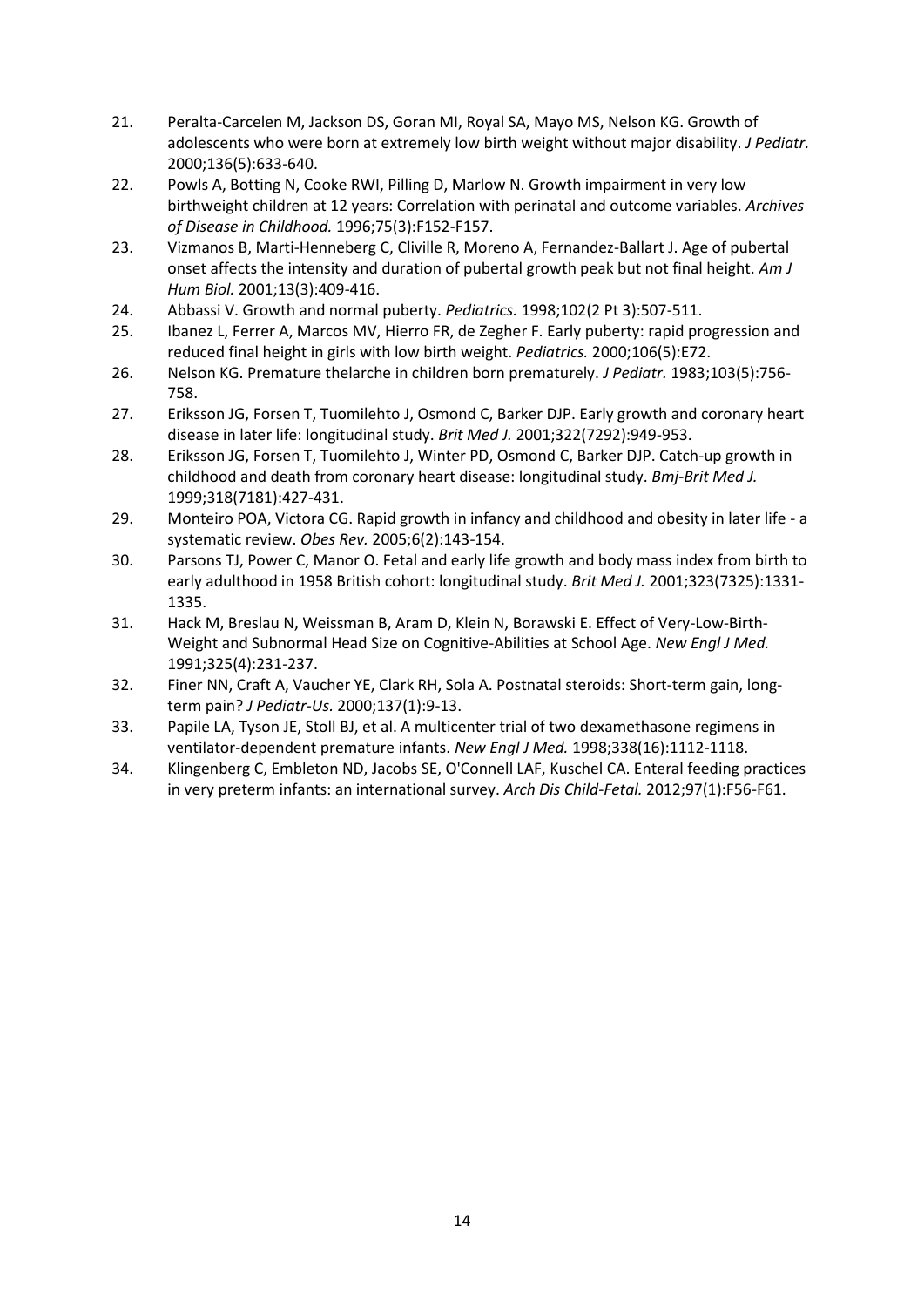21. Peralta-Carcelen M, Jackson DS, Goran MI, Royal SA, Mayo MS, Nelson KG. Growth of adolescents who were born at extremely low birth weight without major disability. *J Pediatr.* 2000;136(5):633-640.
22. Powls A, Botting N, Cooke RWI, Pilling D, Marlow N. Growth impairment in very low birthweight children at 12 years: Correlation with perinatal and outcome variables. *Archives of Disease in Childhood.* 1996;75(3):F152-F157.
23. Vizmanos B, Marti-Henneberg C, Cliville R, Moreno A, Fernandez-Ballart J. Age of pubertal onset affects the intensity and duration of pubertal growth peak but not final height. *Am J Hum Biol.* 2001;13(3):409-416.
24. Abbassi V. Growth and normal puberty. *Pediatrics.* 1998;102(2 Pt 3):507-511.
25. Ibanez L, Ferrer A, Marcos MV, Hierro FR, de Zegher F. Early puberty: rapid progression and reduced final height in girls with low birth weight. *Pediatrics.* 2000;106(5):E72.
26. Nelson KG. Premature thelarche in children born prematurely. *J Pediatr.* 1983;103(5):756-758.
27. Eriksson JG, Forsen T, Tuomilehto J, Osmond C, Barker DJP. Early growth and coronary heart disease in later life: longitudinal study. *Brit Med J.* 2001;322(7292):949-953.
28. Eriksson JG, Forsen T, Tuomilehto J, Winter PD, Osmond C, Barker DJP. Catch-up growth in childhood and death from coronary heart disease: longitudinal study. *Bmj-Brit Med J.* 1999;318(7181):427-431.
29. Monteiro POA, Victora CG. Rapid growth in infancy and childhood and obesity in later life - a systematic review. *Obes Rev.* 2005;6(2):143-154.
30. Parsons TJ, Power C, Manor O. Fetal and early life growth and body mass index from birth to early adulthood in 1958 British cohort: longitudinal study. *Brit Med J.* 2001;323(7325):1331-1335.
31. Hack M, Breslau N, Weissman B, Aram D, Klein N, Borawski E. Effect of Very-Low-Birth-Weight and Subnormal Head Size on Cognitive-Abilities at School Age. *New Engl J Med.* 1991;325(4):231-237.
32. Finer NN, Craft A, Vaucher YE, Clark RH, Sola A. Postnatal steroids: Short-term gain, long-term pain? *J Pediatr-Us.* 2000;137(1):9-13.
33. Papile LA, Tyson JE, Stoll BJ, et al. A multicenter trial of two dexamethasone regimens in ventilator-dependent premature infants. *New Engl J Med.* 1998;338(16):1112-1118.
34. Klingenberg C, Embleton ND, Jacobs SE, O'Connell LAF, Kuschel CA. Enteral feeding practices in very preterm infants: an international survey. *Arch Dis Child-Fetal.* 2012;97(1):F56-F61.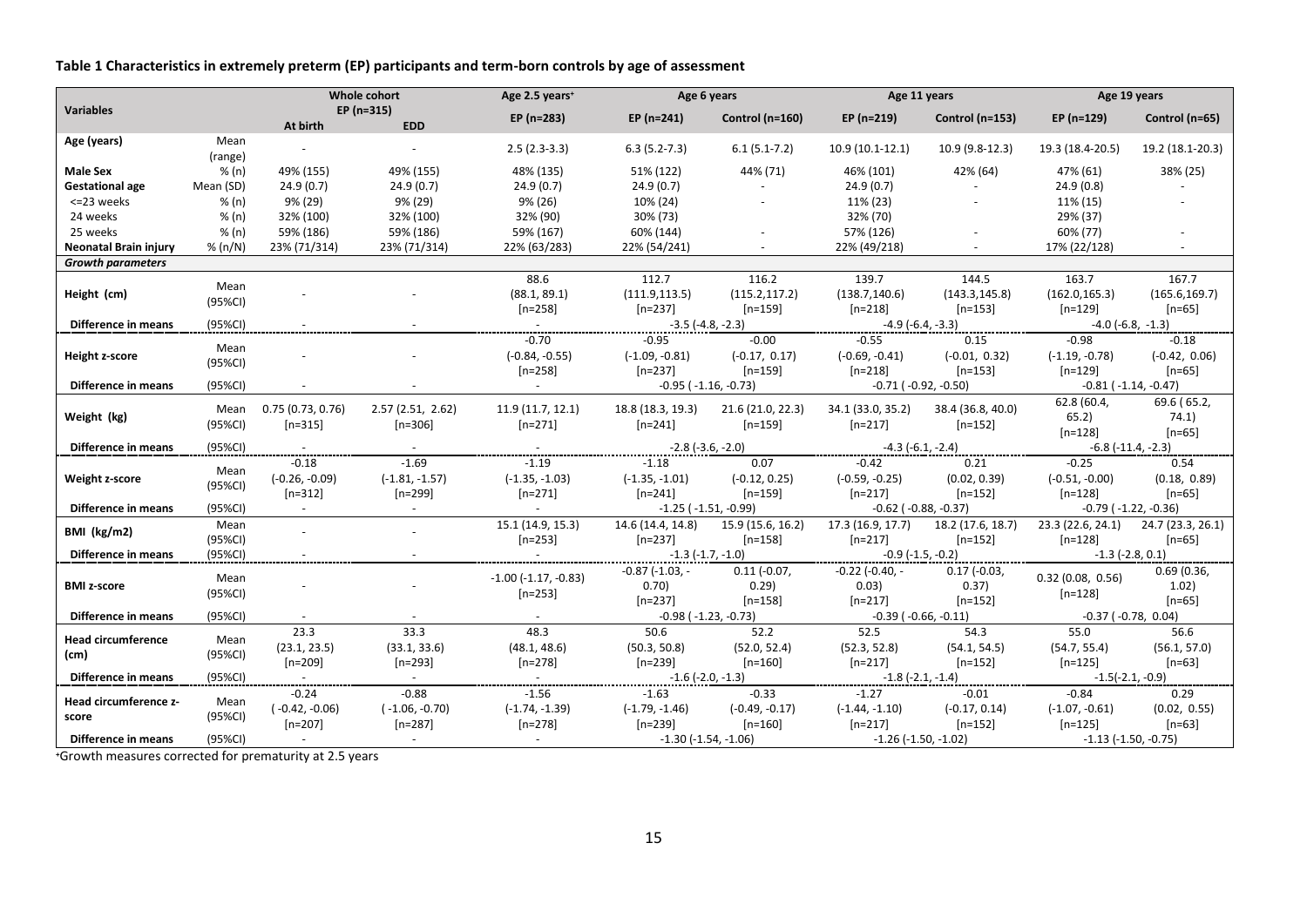**Table 1 Characteristics in extremely preterm (EP) participants and term-born controls by age of assessment**

| Variables | | Whole cohort EP (n=315) | | Age 2.5 years⁺ | Age 6 years | | Age 11 years | | Age 19 years | |
|---|---|---|---|---|---|---|---|---|---|---|
| | | At birth | EDD | EP (n=283) | EP (n=241) | Control (n=160) | EP (n=219) | Control (n=153) | EP (n=129) | Control (n=65) |
| **Age (years)** | Mean (range) | - | - | 2.5 (2.3-3.3) | 6.3 (5.2-7.3) | 6.1 (5.1-7.2) | 10.9 (10.1-12.1) | 10.9 (9.8-12.3) | 19.3 (18.4-20.5) | 19.2 (18.1-20.3) |
| **Male Sex** | % (n) | 49% (155) | 49% (155) | 48% (135) | 51% (122) | 44% (71) | 46% (101) | 42% (64) | 47% (61) | 38% (25) |
| **Gestational age** | Mean (SD) | 24.9 (0.7) | 24.9 (0.7) | 24.9 (0.7) | 24.9 (0.7) | - | 24.9 (0.7) | - | 24.9 (0.8) | - |
| <=23 weeks | % (n) | 9% (29) | 9% (29) | 9% (26) | 10% (24) | - | 11% (23) | - | 11% (15) | - |
| 24 weeks | % (n) | 32% (100) | 32% (100) | 32% (90) | 30% (73) | | 32% (70) | | 29% (37) | |
| 25 weeks | % (n) | 59% (186) | 59% (186) | 59% (167) | 60% (144) | - | 57% (126) | - | 60% (77) | - |
| **Neonatal Brain injury** | % (n/N) | 23% (71/314) | 23% (71/314) | 22% (63/283) | 22% (54/241) | - | 22% (49/218) | - | 17% (22/128) | - |
| ***Growth parameters*** | | | | | | | | | | |
| **Height (cm)** | Mean (95%CI) | - | - | 88.6 (88.1, 89.1) [n=258] | 112.7 (111.9,113.5) [n=237] | 116.2 (115.2,117.2) [n=159] | 139.7 (138.7,140.6) [n=218] | 144.5 (143.3,145.8) [n=153] | 163.7 (162.0,165.3) [n=129] | 167.7 (165.6,169.7) [n=65] |
| **Difference in means** | (95%CI) | - | - | - | -3.5 (-4.8, -2.3) | | -4.9 (-6.4, -3.3) | | -4.0 (-6.8, -1.3) | |
| **Height z-score** | Mean (95%CI) | - | - | -0.70 (-0.84, -0.55) [n=258] | -0.95 (-1.09, -0.81) [n=237] | -0.00 (-0.17, 0.17) [n=159] | -0.55 (-0.69, -0.41) [n=218] | 0.15 (-0.01, 0.32) [n=153] | -0.98 (-1.19, -0.78) [n=129] | -0.18 (-0.42, 0.06) [n=65] |
| **Difference in means** | (95%CI) | - | - | - | -0.95 ( -1.16, -0.73) | | -0.71 ( -0.92, -0.50) | | -0.81 ( -1.14, -0.47) | |
| **Weight (kg)** | Mean (95%CI) | 0.75 (0.73, 0.76) [n=315] | 2.57 (2.51, 2.62) [n=306] | 11.9 (11.7, 12.1) [n=271] | 18.8 (18.3, 19.3) [n=241] | 21.6 (21.0, 22.3) [n=159] | 34.1 (33.0, 35.2) [n=217] | 38.4 (36.8, 40.0) [n=152] | 62.8 (60.4, 65.2) [n=128] | 69.6 ( 65.2, 74.1) [n=65] |
| **Difference in means** | (95%CI) | - | - | - | -2.8 (-3.6, -2.0) | | -4.3 (-6.1, -2.4) | | -6.8 (-11.4, -2.3) | |
| **Weight z-score** | Mean (95%CI) | -0.18 (-0.26, -0.09) [n=312] | -1.69 (-1.81, -1.57) [n=299] | -1.19 (-1.35, -1.03) [n=271] | -1.18 (-1.35, -1.01) [n=241] | 0.07 (-0.12, 0.25) [n=159] | -0.42 (-0.59, -0.25) [n=217] | 0.21 (0.02, 0.39) [n=152] | -0.25 (-0.51, -0.00) [n=128] | 0.54 (0.18, 0.89) [n=65] |
| **Difference in means** | (95%CI) | - | - | - | -1.25 ( -1.51, -0.99) | | -0.62 ( -0.88, -0.37) | | -0.79 ( -1.22, -0.36) | |
| **BMI (kg/m2)** | Mean (95%CI) | - | - | 15.1 (14.9, 15.3) [n=253] | 14.6 (14.4, 14.8) [n=237] | 15.9 (15.6, 16.2) [n=158] | 17.3 (16.9, 17.7) [n=217] | 18.2 (17.6, 18.7) [n=152] | 23.3 (22.6, 24.1) [n=128] | 24.7 (23.3, 26.1) [n=65] |
| **Difference in means** | (95%CI) | - | - | - | -1.3 (-1.7, -1.0) | | -0.9 (-1.5, -0.2) | | -1.3 (-2.8, 0.1) | |
| **BMI z-score** | Mean (95%CI) | - | - | -1.00 (-1.17, -0.83) [n=253] | -0.87 (-1.03, -0.70) [n=237] | 0.11 (-0.07, 0.29) [n=158] | -0.22 (-0.40, -0.03) [n=217] | 0.17 (-0.03, 0.37) [n=152] | 0.32 (0.08, 0.56) [n=128] | 0.69 (0.36, 1.02) [n=65] |
| **Difference in means** | (95%CI) | - | - | - | -0.98 ( -1.23, -0.73) | | -0.39 ( -0.66, -0.11) | | -0.37 ( -0.78, 0.04) | |
| **Head circumference (cm)** | Mean (95%CI) | 23.3 (23.1, 23.5) [n=209] | 33.3 (33.1, 33.6) [n=293] | 48.3 (48.1, 48.6) [n=278] | 50.6 (50.3, 50.8) [n=239] | 52.2 (52.0, 52.4) [n=160] | 52.5 (52.3, 52.8) [n=217] | 54.3 (54.1, 54.5) [n=152] | 55.0 (54.7, 55.4) [n=125] | 56.6 (56.1, 57.0) [n=63] |
| **Difference in means** | (95%CI) | - | - | - | -1.6 (-2.0, -1.3) | | -1.8 (-2.1, -1.4) | | -1.5(-2.1, -0.9) | |
| **Head circumference z-score** | Mean (95%CI) | -0.24 ( -0.42, -0.06) [n=207] | -0.88 ( -1.06, -0.70) [n=287] | -1.56 (-1.74, -1.39) [n=278] | -1.63 (-1.79, -1.46) [n=239] | -0.33 (-0.49, -0.17) [n=160] | -1.27 (-1.44, -1.10) [n=217] | -0.01 (-0.17, 0.14) [n=152] | -0.84 (-1.07, -0.61) [n=125] | 0.29 (0.02, 0.55) [n=63] |
| **Difference in means** | (95%CI) | - | - | - | -1.30 (-1.54, -1.06) | | -1.26 (-1.50, -1.02) | | -1.13 (-1.50, -0.75) | |

⁺Growth measures corrected for prematurity at 2.5 years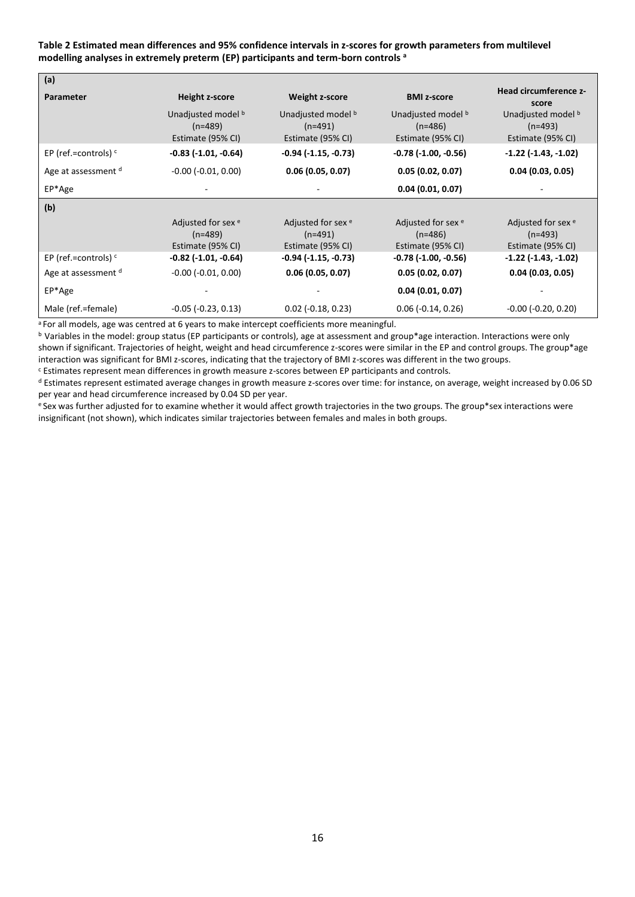**Table 2 Estimated mean differences and 95% confidence intervals in z-scores for growth parameters from multilevel modelling analyses in extremely preterm (EP) participants and term-born controls [a]**

| (a) | | | | |
|---|---|---|---|---|
| **Parameter** | **Height z-score** | **Weight z-score** | **BMI z-score** | **Head circumference z-score** |
| | Unadjusted model [b] (n=489) Estimate (95% CI) | Unadjusted model [b] (n=491) Estimate (95% CI) | Unadjusted model [b] (n=486) Estimate (95% CI) | Unadjusted model [b] (n=493) Estimate (95% CI) |
| EP (ref.=controls) [c] | **-0.83 (-1.01, -0.64)** | **-0.94 (-1.15, -0.73)** | **-0.78 (-1.00, -0.56)** | **-1.22 (-1.43, -1.02)** |
| Age at assessment [d] | -0.00 (-0.01, 0.00) | **0.06 (0.05, 0.07)** | **0.05 (0.02, 0.07)** | **0.04 (0.03, 0.05)** |
| EP*Age | - | - | **0.04 (0.01, 0.07)** | - |
| **(b)** | | | | |
| | Adjusted for sex [e] (n=489) Estimate (95% CI) | Adjusted for sex [e] (n=491) Estimate (95% CI) | Adjusted for sex [e] (n=486) Estimate (95% CI) | Adjusted for sex [e] (n=493) Estimate (95% CI) |
| EP (ref.=controls) [c] | **-0.82 (-1.01, -0.64)** | **-0.94 (-1.15, -0.73)** | **-0.78 (-1.00, -0.56)** | **-1.22 (-1.43, -1.02)** |
| Age at assessment [d] | -0.00 (-0.01, 0.00) | **0.06 (0.05, 0.07)** | **0.05 (0.02, 0.07)** | **0.04 (0.03, 0.05)** |
| EP*Age | - | - | **0.04 (0.01, 0.07)** | - |
| Male (ref.=female) | -0.05 (-0.23, 0.13) | 0.02 (-0.18, 0.23) | 0.06 (-0.14, 0.26) | -0.00 (-0.20, 0.20) |

[a] For all models, age was centred at 6 years to make intercept coefficients more meaningful.

[b] Variables in the model: group status (EP participants or controls), age at assessment and group*age interaction. Interactions were only shown if significant. Trajectories of height, weight and head circumference z-scores were similar in the EP and control groups. The group*age interaction was significant for BMI z-scores, indicating that the trajectory of BMI z-scores was different in the two groups.

[c] Estimates represent mean differences in growth measure z-scores between EP participants and controls.

[d] Estimates represent estimated average changes in growth measure z-scores over time: for instance, on average, weight increased by 0.06 SD per year and head circumference increased by 0.04 SD per year.

[e] Sex was further adjusted for to examine whether it would affect growth trajectories in the two groups. The group*sex interactions were insignificant (not shown), which indicates similar trajectories between females and males in both groups.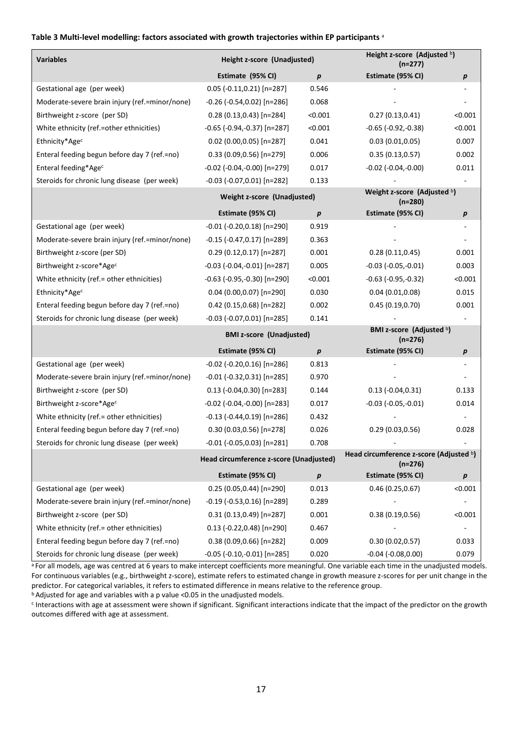**Table 3 Multi-level modelling: factors associated with growth trajectories within EP participants** [a]

| Variables | Height z-score (Unadjusted) | | Height z-score (Adjusted [b]) (n=277) | |
|---|---|---|---|---|
| | **Estimate (95% CI)** | ***p*** | **Estimate (95% CI)** | ***p*** |
| Gestational age (per week) | 0.05 (-0.11,0.21) [n=287] | 0.546 | - | - |
| Moderate-severe brain injury (ref.=minor/none) | -0.26 (-0.54,0.02) [n=286] | 0.068 | - | - |
| Birthweight z-score (per SD) | 0.28 (0.13,0.43) [n=284] | <0.001 | 0.27 (0.13,0.41) | <0.001 |
| White ethnicity (ref.=other ethnicities) | -0.65 (-0.94,-0.37) [n=287] | <0.001 | -0.65 (-0.92,-0.38) | <0.001 |
| Ethnicity*Age[c] | 0.02 (0.00,0.05) [n=287] | 0.041 | 0.03 (0.01,0.05) | 0.007 |
| Enteral feeding begun before day 7 (ref.=no) | 0.33 (0.09,0.56) [n=279] | 0.006 | 0.35 (0.13,0.57) | 0.002 |
| Enteral feeding*Age[c] | -0.02 (-0.04,-0.00) [n=279] | 0.017 | -0.02 (-0.04,-0.00) | 0.011 |
| Steroids for chronic lung disease (per week) | -0.03 (-0.07,0.01) [n=282] | 0.133 | - | - |
| | **Weight z-score (Unadjusted)** | | **Weight z-score (Adjusted [b]) (n=280)** | |
| | **Estimate (95% CI)** | ***p*** | **Estimate (95% CI)** | ***p*** |
| Gestational age (per week) | -0.01 (-0.20,0.18) [n=290] | 0.919 | - | - |
| Moderate-severe brain injury (ref.=minor/none) | -0.15 (-0.47,0.17) [n=289] | 0.363 | - | - |
| Birthweight z-score (per SD) | 0.29 (0.12,0.17) [n=287] | 0.001 | 0.28 (0.11,0.45) | 0.001 |
| Birthweight z-score*Age[c] | -0.03 (-0.04,-0.01) [n=287] | 0.005 | -0.03 (-0.05,-0.01) | 0.003 |
| White ethnicity (ref.= other ethnicities) | -0.63 (-0.95,-0.30) [n=290] | <0.001 | -0.63 (-0.95,-0.32) | <0.001 |
| Ethnicity*Age[c] | 0.04 (0.00,0.07) [n=290] | 0.030 | 0.04 (0.01,0.08) | 0.015 |
| Enteral feeding begun before day 7 (ref.=no) | 0.42 (0.15,0.68) [n=282] | 0.002 | 0.45 (0.19,0.70) | 0.001 |
| Steroids for chronic lung disease (per week) | -0.03 (-0.07,0.01) [n=285] | 0.141 | - | - |
| | **BMI z-score (Unadjusted)** | | **BMI z-score (Adjusted [b]) (n=276)** | |
| | **Estimate (95% CI)** | ***p*** | **Estimate (95% CI)** | ***p*** |
| Gestational age (per week) | -0.02 (-0.20,0.16) [n=286] | 0.813 | - | - |
| Moderate-severe brain injury (ref.=minor/none) | -0.01 (-0.32,0.31) [n=285] | 0.970 | - | - |
| Birthweight z-score (per SD) | 0.13 (-0.04,0.30) [n=283] | 0.144 | 0.13 (-0.04,0.31) | 0.133 |
| Birthweight z-score*Age[c] | -0.02 (-0.04,-0.00) [n=283] | 0.017 | -0.03 (-0.05,-0.01) | 0.014 |
| White ethnicity (ref.= other ethnicities) | -0.13 (-0.44,0.19) [n=286] | 0.432 | - | - |
| Enteral feeding begun before day 7 (ref.=no) | 0.30 (0.03,0.56) [n=278] | 0.026 | 0.29 (0.03,0.56) | 0.028 |
| Steroids for chronic lung disease (per week) | -0.01 (-0.05,0.03) [n=281] | 0.708 | - | - |
| | **Head circumference z-score (Unadjusted)** | | **Head circumference z-score (Adjusted [b]) (n=276)** | |
| | **Estimate (95% CI)** | ***p*** | **Estimate (95% CI)** | ***p*** |
| Gestational age (per week) | 0.25 (0.05,0.44) [n=290] | 0.013 | 0.46 (0.25,0.67) | <0.001 |
| Moderate-severe brain injury (ref.=minor/none) | -0.19 (-0.53,0.16) [n=289] | 0.289 | - | - |
| Birthweight z-score (per SD) | 0.31 (0.13,0.49) [n=287] | 0.001 | 0.38 (0.19,0.56) | <0.001 |
| White ethnicity (ref.= other ethnicities) | 0.13 (-0.22,0.48) [n=290] | 0.467 | - | - |
| Enteral feeding begun before day 7 (ref.=no) | 0.38 (0.09,0.66) [n=282] | 0.009 | 0.30 (0.02,0.57) | 0.033 |
| Steroids for chronic lung disease (per week) | -0.05 (-0.10,-0.01) [n=285] | 0.020 | -0.04 (-0.08,0.00) | 0.079 |

[a] For all models, age was centred at 6 years to make intercept coefficients more meaningful. One variable each time in the unadjusted models. For continuous variables (e.g., birthweight z-score), estimate refers to estimated change in growth measure z-scores for per unit change in the predictor. For categorical variables, it refers to estimated difference in means relative to the reference group.

[b] Adjusted for age and variables with a p value <0.05 in the unadjusted models.

[c] Interactions with age at assessment were shown if significant. Significant interactions indicate that the impact of the predictor on the growth outcomes differed with age at assessment.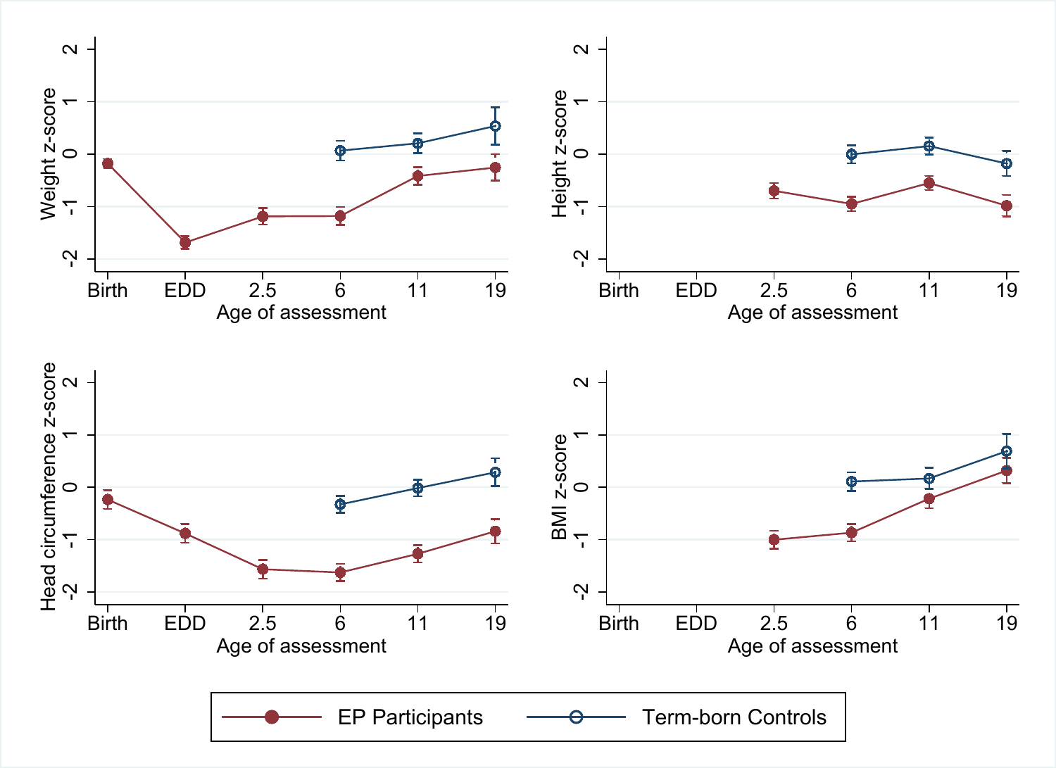Weight z-score

Height z-score

Head circumference z-score

BMI z-score

Age of assessment: Birth, EDD, 2.5, 6, 11, 19

EP Participants

Term-born Controls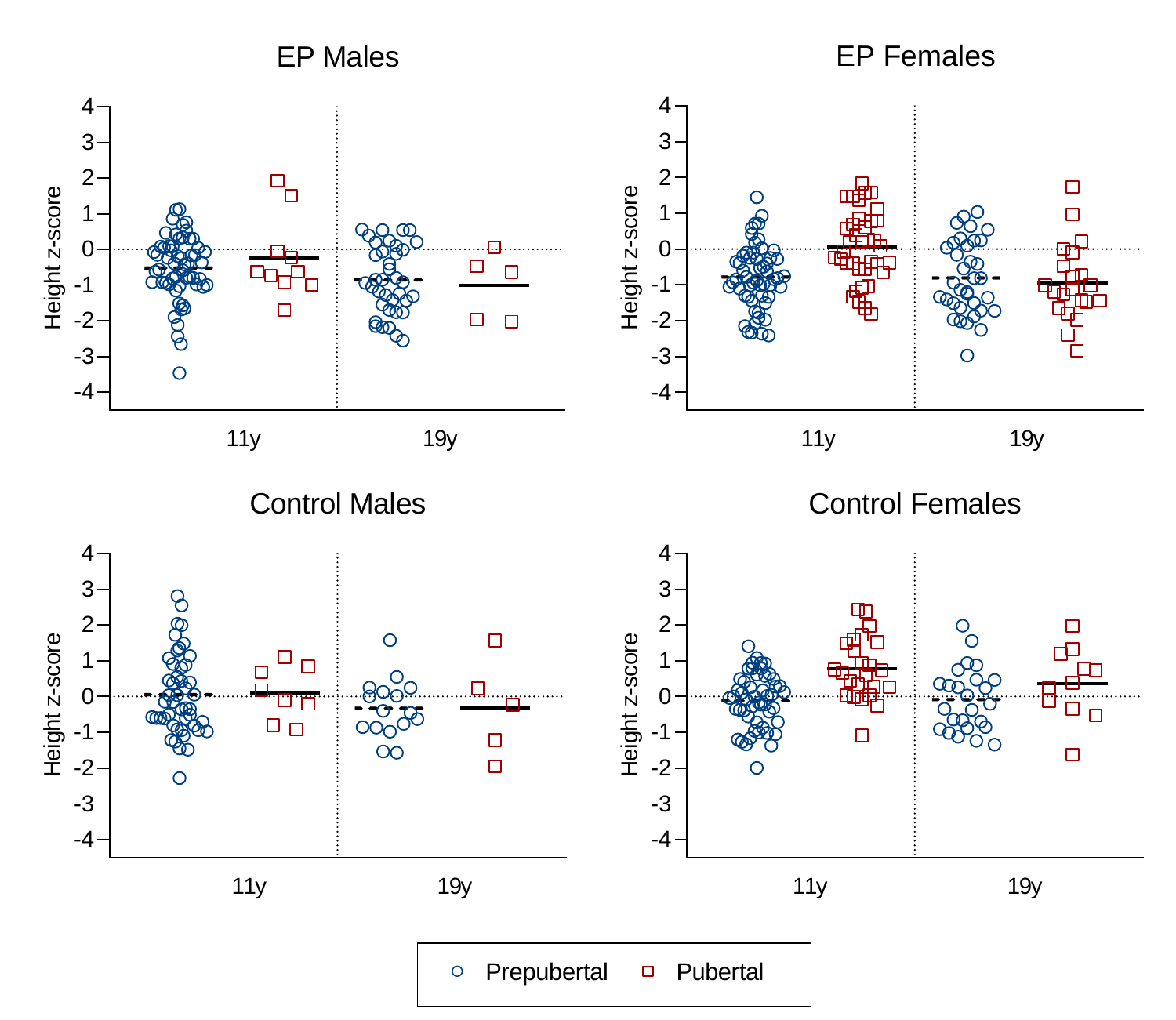EP Males

4
3
2
1
0
-1
-2
-3
-4

Height z-score

11y

19y

EP Females

4
3
2
1
0
-1
-2
-3
-4

Height z-score

11y

19y

Control Males

4
3
2
1
0
-1
-2
-3
-4

Height z-score

11y

19y

Control Females

4
3
2
1
0
-1
-2
-3
-4

Height z-score

11y

19y

Prepubertal

Pubertal